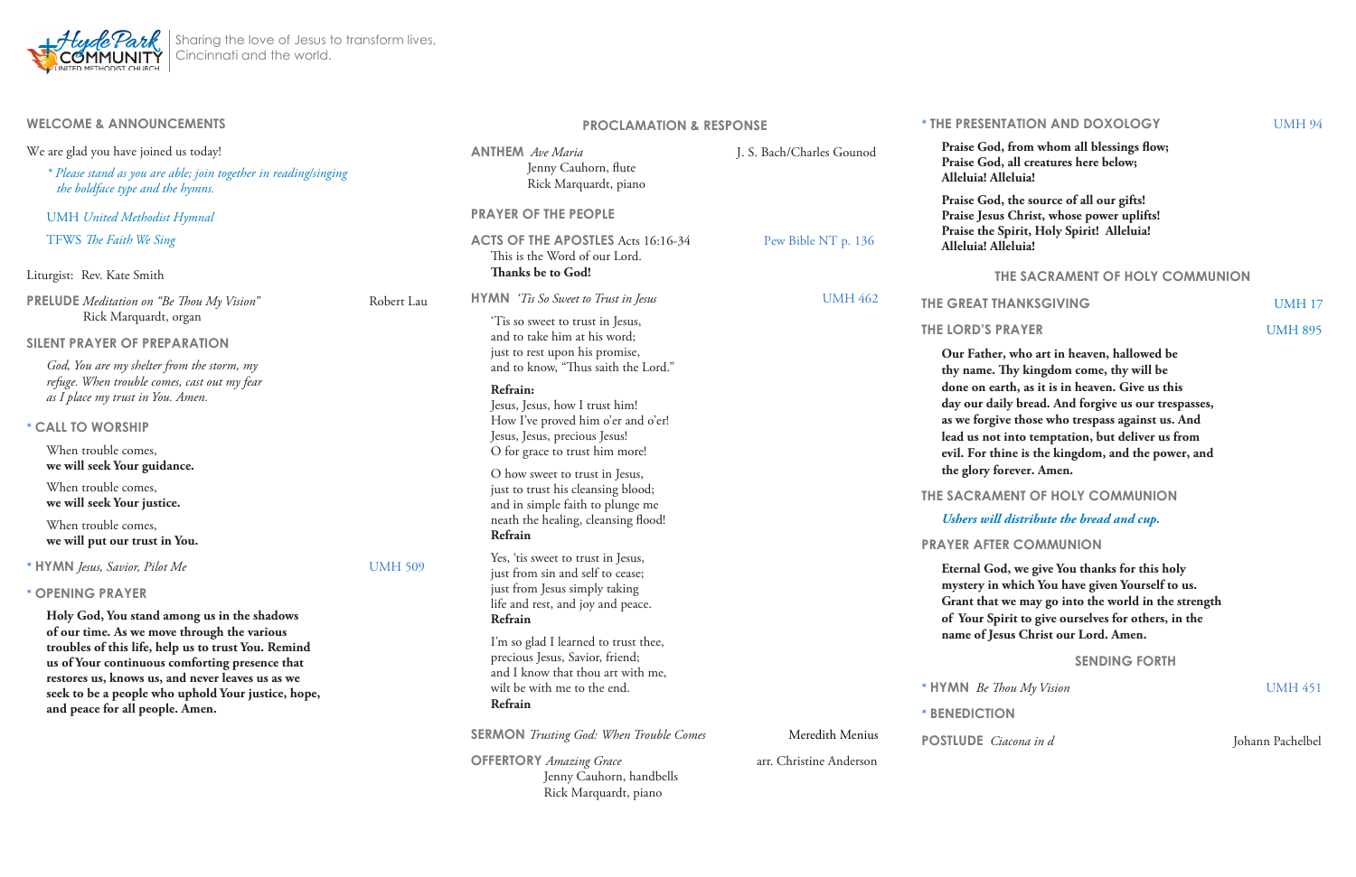Hyde Park Community United Methodist Church | Sharing the love of Jesus to transform lives, Cincinnati and the world.

## WELCOME & ANNOUNCEMENTS

We are glad you have joined us today!

*\* Please stand as you are able; join together in reading/singing the boldface type and the hymns.*

UMH *United Methodist Hymnal*

TFWS *The Faith We Sing*

Liturgist: Rev. Kate Smith

**PRELUDE** *Meditation on "Be Thou My Vision"* — Robert Lau
Rick Marquardt, organ

**SILENT PRAYER OF PREPARATION**

*God, You are my shelter from the storm, my refuge. When trouble comes, cast out my fear as I place my trust in You. Amen.*

**\* CALL TO WORSHIP**

When trouble comes,
**we will seek Your guidance.**

When trouble comes,
**we will seek Your justice.**

When trouble comes,
**we will put our trust in You.**

**\* HYMN** *Jesus, Savior, Pilot Me* — UMH 509

**\* OPENING PRAYER**

**Holy God, You stand among us in the shadows of our time. As we move through the various troubles of this life, help us to trust You. Remind us of Your continuous comforting presence that restores us, knows us, and never leaves us as we seek to be a people who uphold Your justice, hope, and peace for all people. Amen.**

## PROCLAMATION & RESPONSE

**ANTHEM** *Ave Maria* — J. S. Bach/Charles Gounod
Jenny Cauhorn, flute
Rick Marquardt, piano

**PRAYER OF THE PEOPLE**

**ACTS OF THE APOSTLES** Acts 16:16-34 — Pew Bible NT p. 136
This is the Word of our Lord.
**Thanks be to God!**

**HYMN** *'Tis So Sweet to Trust in Jesus* — UMH 462

'Tis so sweet to trust in Jesus,
and to take him at his word;
just to rest upon his promise,
and to know, "Thus saith the Lord."

**Refrain:**
Jesus, Jesus, how I trust him!
How I've proved him o'er and o'er!
Jesus, Jesus, precious Jesus!
O for grace to trust him more!

O how sweet to trust in Jesus,
just to trust his cleansing blood;
and in simple faith to plunge me
neath the healing, cleansing flood!
**Refrain**

Yes, 'tis sweet to trust in Jesus,
just from sin and self to cease;
just from Jesus simply taking
life and rest, and joy and peace.
**Refrain**

I'm so glad I learned to trust thee,
precious Jesus, Savior, friend;
and I know that thou art with me,
wilt be with me to the end.
**Refrain**

**SERMON** *Trusting God: When Trouble Comes* — Meredith Menius

**OFFERTORY** *Amazing Grace* — arr. Christine Anderson
Jenny Cauhorn, handbells
Rick Marquardt, piano

**\* THE PRESENTATION AND DOXOLOGY** — UMH 94

**Praise God, from whom all blessings flow;
Praise God, all creatures here below;
Alleluia! Alleluia!**

**Praise God, the source of all our gifts!
Praise Jesus Christ, whose power uplifts!
Praise the Spirit, Holy Spirit! Alleluia!
Alleluia! Alleluia!**

## THE SACRAMENT OF HOLY COMMUNION

**THE GREAT THANKSGIVING** — UMH 17

**THE LORD'S PRAYER** — UMH 895

**Our Father, who art in heaven, hallowed be thy name. Thy kingdom come, thy will be done on earth, as it is in heaven. Give us this day our daily bread. And forgive us our trespasses, as we forgive those who trespass against us. And lead us not into temptation, but deliver us from evil. For thine is the kingdom, and the power, and the glory forever. Amen.**

**THE SACRAMENT OF HOLY COMMUNION**

*Ushers will distribute the bread and cup.*

**PRAYER AFTER COMMUNION**

**Eternal God, we give You thanks for this holy mystery in which You have given Yourself to us. Grant that we may go into the world in the strength of Your Spirit to give ourselves for others, in the name of Jesus Christ our Lord. Amen.**

## SENDING FORTH

**\* HYMN** *Be Thou My Vision* — UMH 451

**\* BENEDICTION**

**POSTLUDE** *Ciacona in d* — Johann Pachelbel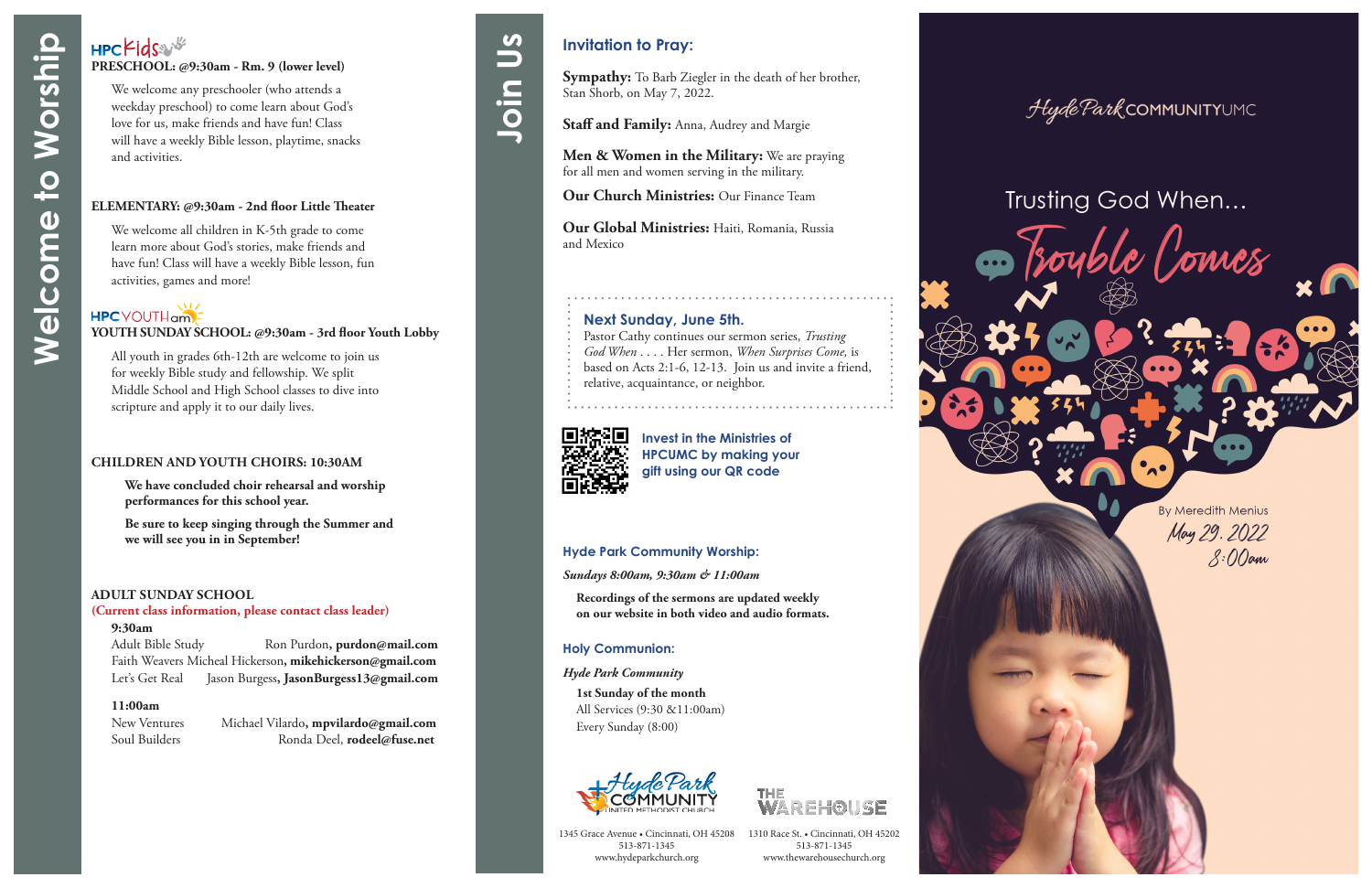# Welcome to Worship

**HPCKids**

**PRESCHOOL: @9:30am - Rm. 9 (lower level)**

We welcome any preschooler (who attends a weekday preschool) to come learn about God's love for us, make friends and have fun! Class will have a weekly Bible lesson, playtime, snacks and activities.

**ELEMENTARY: @9:30am - 2nd floor Little Theater**

We welcome all children in K-5th grade to come learn more about God's stories, make friends and have fun! Class will have a weekly Bible lesson, fun activities, games and more!

**HPCYOUTHam**

**YOUTH SUNDAY SCHOOL: @9:30am - 3rd floor Youth Lobby**

All youth in grades 6th-12th are welcome to join us for weekly Bible study and fellowship. We split Middle School and High School classes to dive into scripture and apply it to our daily lives.

**CHILDREN AND YOUTH CHOIRS: 10:30AM**

**We have concluded choir rehearsal and worship performances for this school year.**

**Be sure to keep singing through the Summer and we will see you in in September!**

**ADULT SUNDAY SCHOOL**

**(Current class information, please contact class leader)**

**9:30am**

Adult Bible Study — Ron Purdon, **purdon@mail.com**

Faith Weavers Micheal Hickerson, **mikehickerson@gmail.com**

Let's Get Real — Jason Burgess, **JasonBurgess13@gmail.com**

**11:00am**

New Ventures — Michael Vilardo, **mpvilardo@gmail.com**

Soul Builders — Ronda Deel, **rodeel@fuse.net**

# Join Us

## Invitation to Pray:

**Sympathy:** To Barb Ziegler in the death of her brother, Stan Shorb, on May 7, 2022.

**Staff and Family:** Anna, Audrey and Margie

**Men & Women in the Military:** We are praying for all men and women serving in the military.

**Our Church Ministries:** Our Finance Team

**Our Global Ministries:** Haiti, Romania, Russia and Mexico

## Next Sunday, June 5th.

Pastor Cathy continues our sermon series, *Trusting God When* . . . . Her sermon, *When Surprises Come,* is based on Acts 2:1-6, 12-13. Join us and invite a friend, relative, acquaintance, or neighbor.

**Invest in the Ministries of HPCUMC by making your gift using our QR code**

## Hyde Park Community Worship:

***Sundays 8:00am, 9:30am & 11:00am***

**Recordings of the sermons are updated weekly on our website in both video and audio formats.**

## Holy Communion:

***Hyde Park Community***

**1st Sunday of the month**

All Services (9:30 &11:00am)

Every Sunday (8:00)

Hyde Park Community United Methodist Church

1345 Grace Avenue • Cincinnati, OH 45208
513-871-1345
www.hydeparkchurch.org

The Warehouse

1310 Race St. • Cincinnati, OH 45202
513-871-1345
www.thewarehousechurch.org

Hyde Park COMMUNITY UMC

# Trusting God When...

# Trouble Comes

By Meredith Menius

May 29. 2022

8:00am